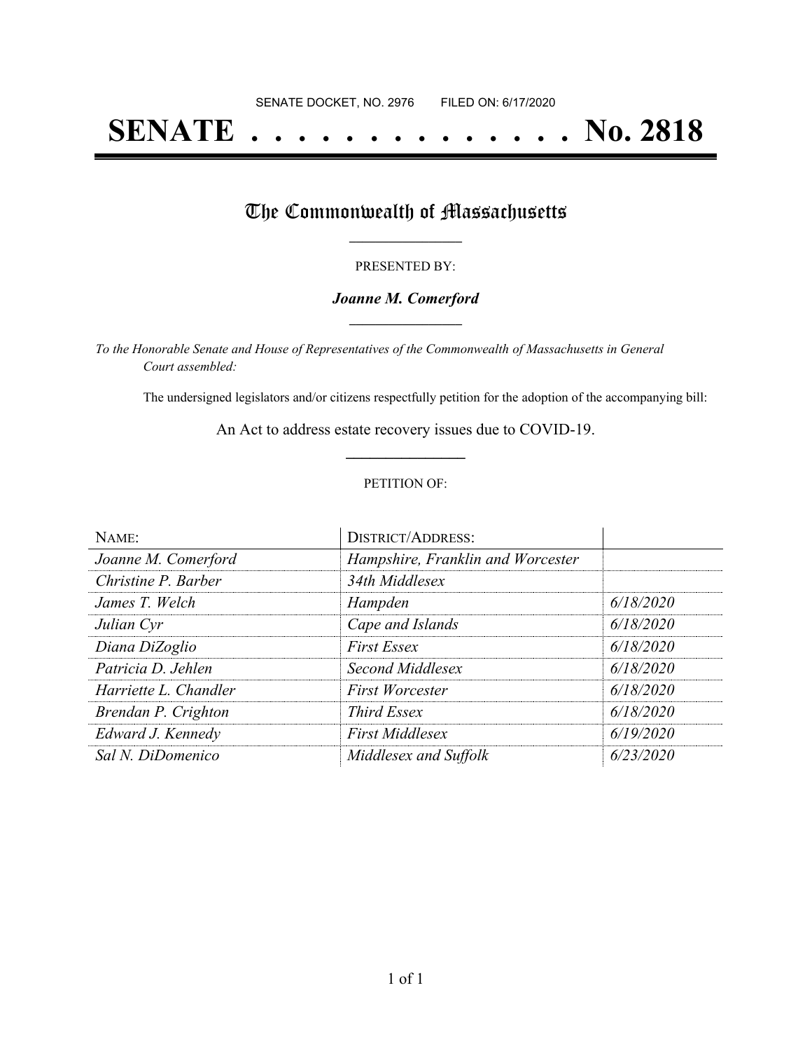SENATE DOCKET, NO. 2976        FILED ON: 6/17/2020

# SENATE . . . . . . . . . . . . . . . No. 2818

## The Commonwealth of Massachusetts

PRESENTED BY:

***Joanne M. Comerford***

*To the Honorable Senate and House of Representatives of the Commonwealth of Massachusetts in General Court assembled:*

The undersigned legislators and/or citizens respectfully petition for the adoption of the accompanying bill:

An Act to address estate recovery issues due to COVID-19.

PETITION OF:

| NAME: | DISTRICT/ADDRESS: | |
|---|---|---|
| *Joanne M. Comerford* | *Hampshire, Franklin and Worcester* | |
| *Christine P. Barber* | *34th Middlesex* | |
| *James T. Welch* | *Hampden* | *6/18/2020* |
| *Julian Cyr* | *Cape and Islands* | *6/18/2020* |
| *Diana DiZoglio* | *First Essex* | *6/18/2020* |
| *Patricia D. Jehlen* | *Second Middlesex* | *6/18/2020* |
| *Harriette L. Chandler* | *First Worcester* | *6/18/2020* |
| *Brendan P. Crighton* | *Third Essex* | *6/18/2020* |
| *Edward J. Kennedy* | *First Middlesex* | *6/19/2020* |
| *Sal N. DiDomenico* | *Middlesex and Suffolk* | *6/23/2020* |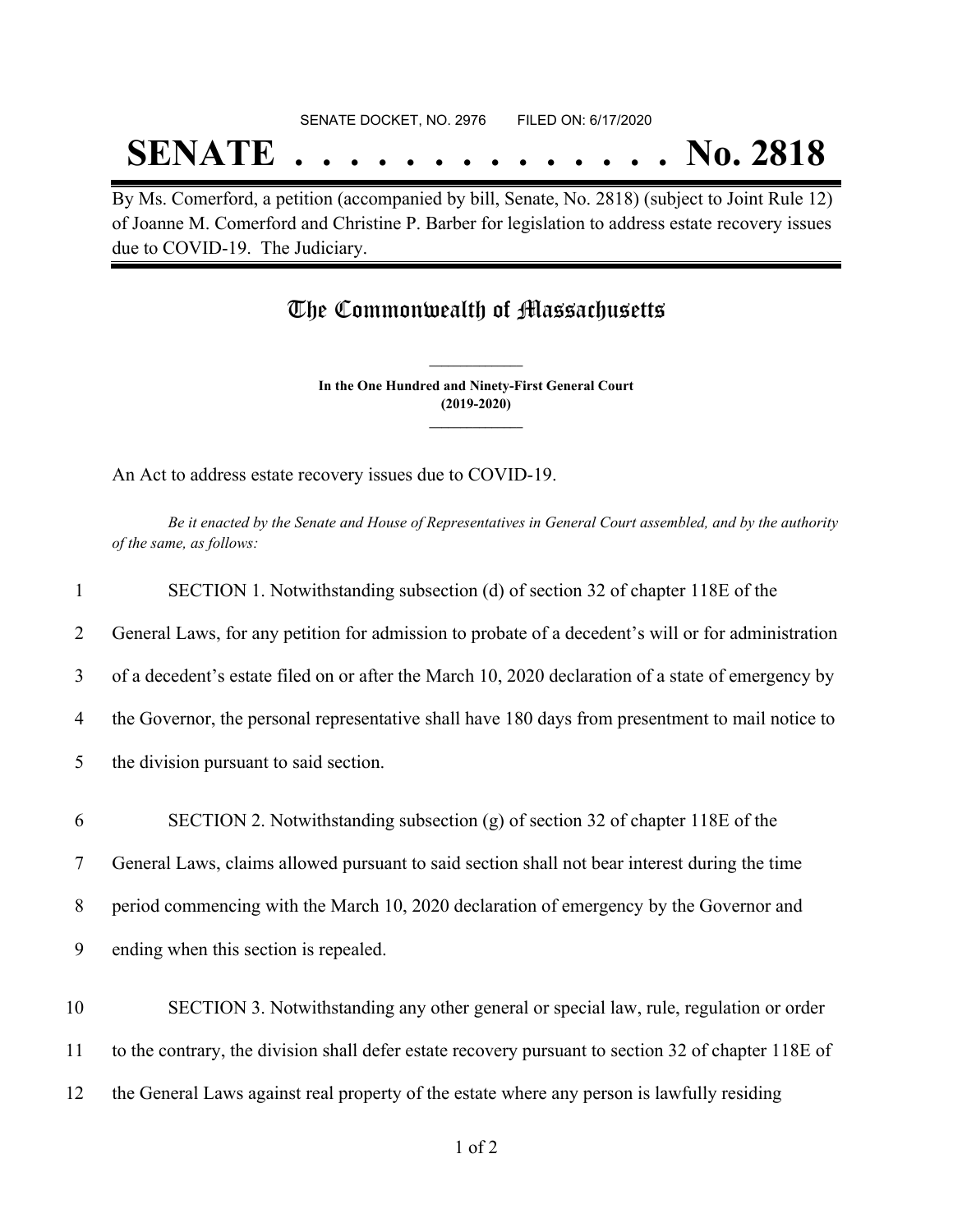SENATE DOCKET, NO. 2976 FILED ON: 6/17/2020

# SENATE . . . . . . . . . . . . . . No. 2818

By Ms. Comerford, a petition (accompanied by bill, Senate, No. 2818) (subject to Joint Rule 12) of Joanne M. Comerford and Christine P. Barber for legislation to address estate recovery issues due to COVID-19. The Judiciary.

## The Commonwealth of Massachusetts

**In the One Hundred and Ninety-First General Court (2019-2020)**

An Act to address estate recovery issues due to COVID-19.

*Be it enacted by the Senate and House of Representatives in General Court assembled, and by the authority of the same, as follows:*

1 SECTION 1. Notwithstanding subsection (d) of section 32 of chapter 118E of the
2 General Laws, for any petition for admission to probate of a decedent's will or for administration
3 of a decedent's estate filed on or after the March 10, 2020 declaration of a state of emergency by
4 the Governor, the personal representative shall have 180 days from presentment to mail notice to
5 the division pursuant to said section.

6 SECTION 2. Notwithstanding subsection (g) of section 32 of chapter 118E of the
7 General Laws, claims allowed pursuant to said section shall not bear interest during the time
8 period commencing with the March 10, 2020 declaration of emergency by the Governor and
9 ending when this section is repealed.

10 SECTION 3. Notwithstanding any other general or special law, rule, regulation or order
11 to the contrary, the division shall defer estate recovery pursuant to section 32 of chapter 118E of
12 the General Laws against real property of the estate where any person is lawfully residing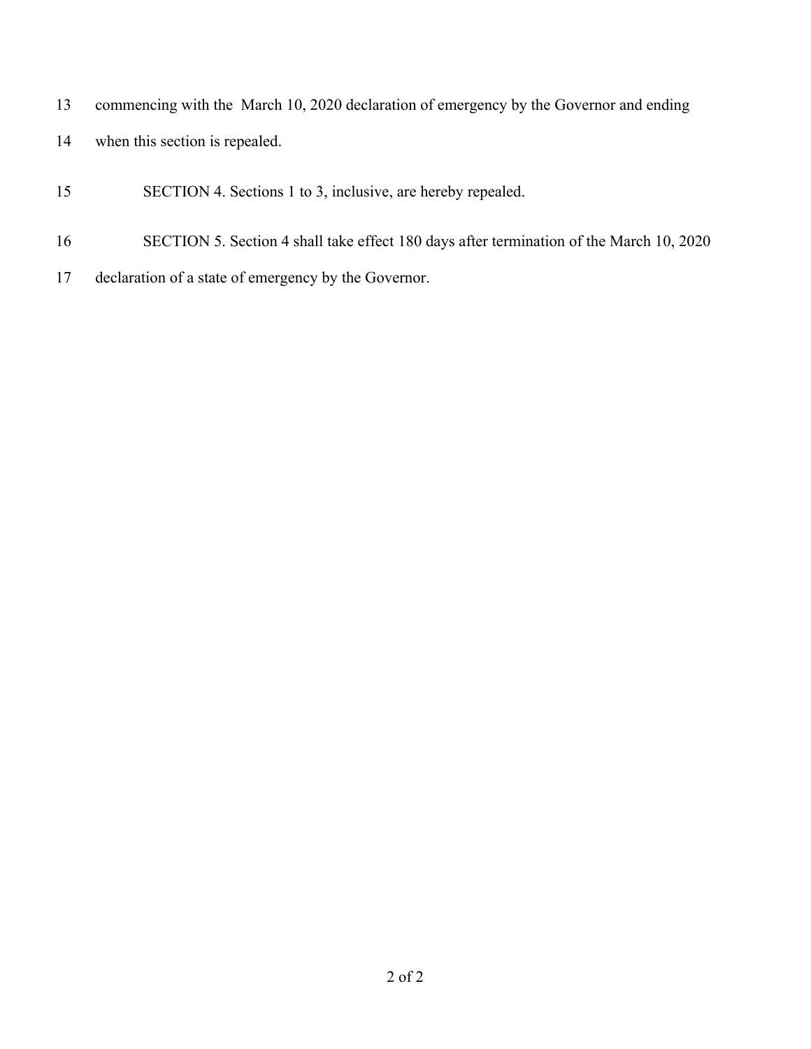commencing with the March 10, 2020 declaration of emergency by the Governor and ending when this section is repealed.

SECTION 4. Sections 1 to 3, inclusive, are hereby repealed.

SECTION 5. Section 4 shall take effect 180 days after termination of the March 10, 2020 declaration of a state of emergency by the Governor.